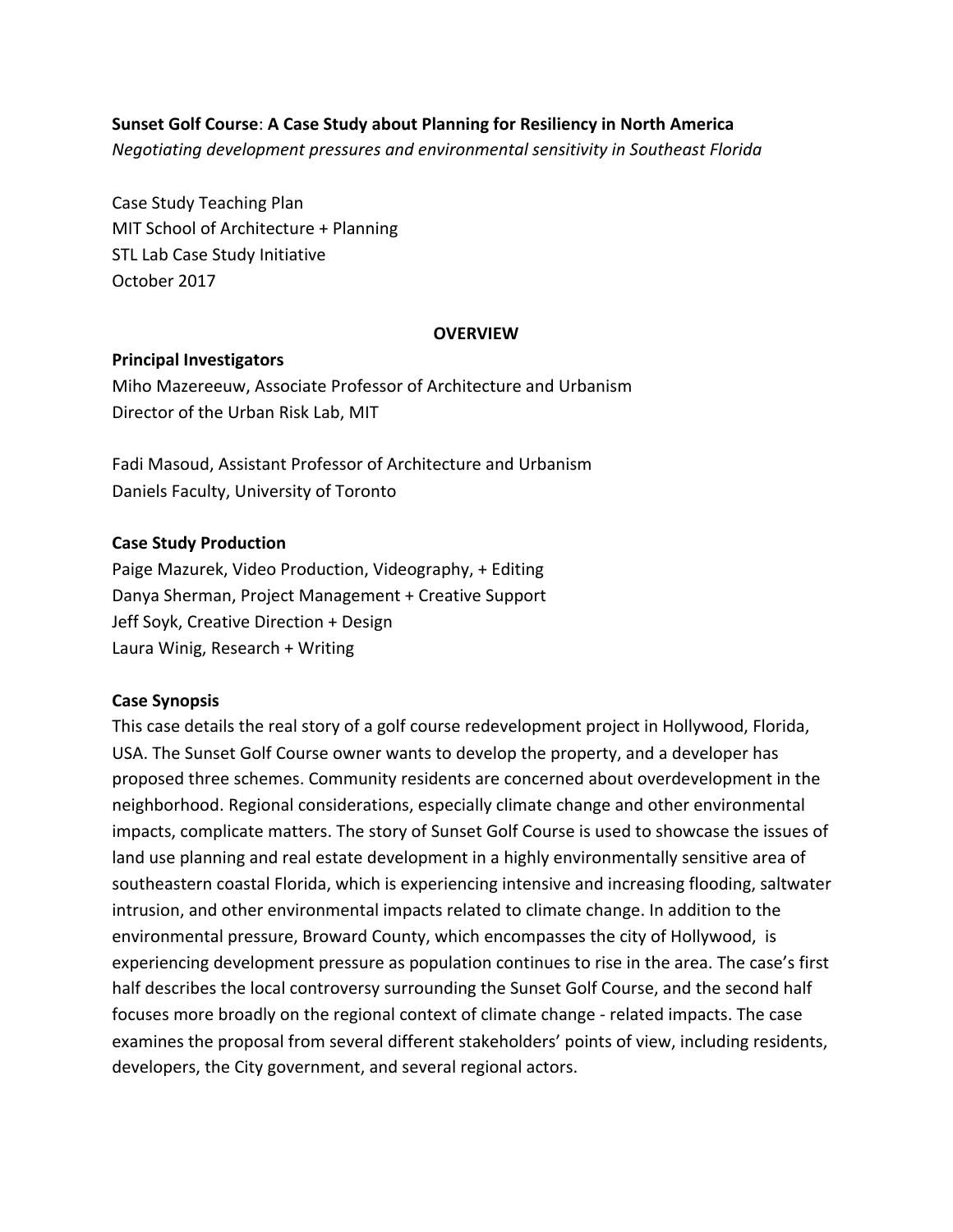**Sunset Golf Course**: **A Case Study about Planning for Resiliency in North America**
*Negotiating development pressures and environmental sensitivity in Southeast Florida*

Case Study Teaching Plan
MIT School of Architecture + Planning
STL Lab Case Study Initiative
October 2017

## OVERVIEW

**Principal Investigators**
Miho Mazereeuw, Associate Professor of Architecture and Urbanism
Director of the Urban Risk Lab, MIT

Fadi Masoud, Assistant Professor of Architecture and Urbanism
Daniels Faculty, University of Toronto

**Case Study Production**
Paige Mazurek, Video Production, Videography, + Editing
Danya Sherman, Project Management + Creative Support
Jeff Soyk, Creative Direction + Design
Laura Winig, Research + Writing

**Case Synopsis**
This case details the real story of a golf course redevelopment project in Hollywood, Florida, USA. The Sunset Golf Course owner wants to develop the property, and a developer has proposed three schemes. Community residents are concerned about overdevelopment in the neighborhood. Regional considerations, especially climate change and other environmental impacts, complicate matters. The story of Sunset Golf Course is used to showcase the issues of land use planning and real estate development in a highly environmentally sensitive area of southeastern coastal Florida, which is experiencing intensive and increasing flooding, saltwater intrusion, and other environmental impacts related to climate change. In addition to the environmental pressure, Broward County, which encompasses the city of Hollywood, is experiencing development pressure as population continues to rise in the area. The case's first half describes the local controversy surrounding the Sunset Golf Course, and the second half focuses more broadly on the regional context of climate change - related impacts. The case examines the proposal from several different stakeholders' points of view, including residents, developers, the City government, and several regional actors.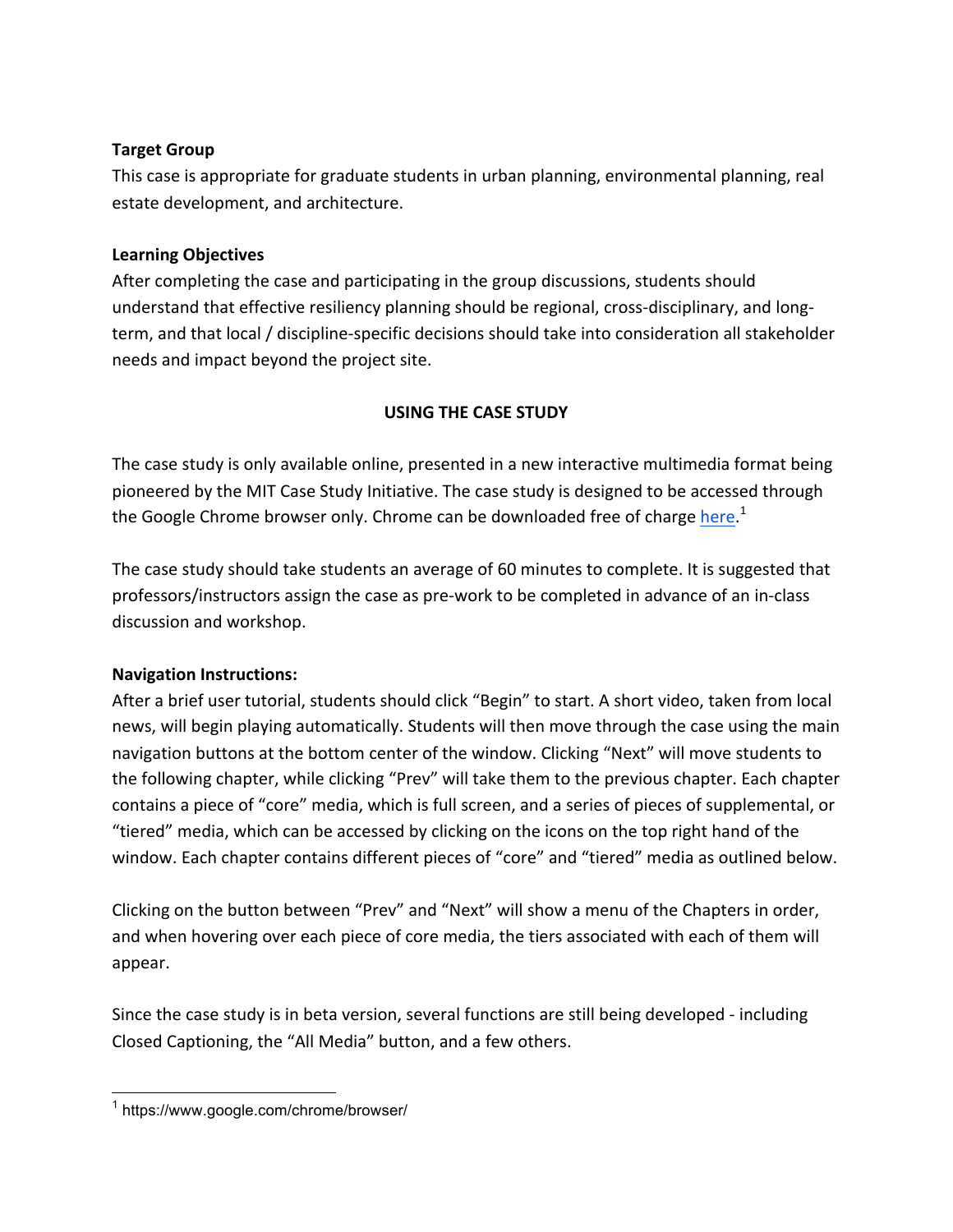**Target Group**

This case is appropriate for graduate students in urban planning, environmental planning, real estate development, and architecture.

**Learning Objectives**

After completing the case and participating in the group discussions, students should understand that effective resiliency planning should be regional, cross-disciplinary, and long-term, and that local / discipline-specific decisions should take into consideration all stakeholder needs and impact beyond the project site.

## USING THE CASE STUDY

The case study is only available online, presented in a new interactive multimedia format being pioneered by the MIT Case Study Initiative. The case study is designed to be accessed through the Google Chrome browser only. Chrome can be downloaded free of charge here.[1]

The case study should take students an average of 60 minutes to complete. It is suggested that professors/instructors assign the case as pre-work to be completed in advance of an in-class discussion and workshop.

**Navigation Instructions:**

After a brief user tutorial, students should click "Begin" to start. A short video, taken from local news, will begin playing automatically. Students will then move through the case using the main navigation buttons at the bottom center of the window. Clicking "Next" will move students to the following chapter, while clicking "Prev" will take them to the previous chapter. Each chapter contains a piece of "core" media, which is full screen, and a series of pieces of supplemental, or "tiered" media, which can be accessed by clicking on the icons on the top right hand of the window. Each chapter contains different pieces of "core" and "tiered" media as outlined below.

Clicking on the button between "Prev" and "Next" will show a menu of the Chapters in order, and when hovering over each piece of core media, the tiers associated with each of them will appear.

Since the case study is in beta version, several functions are still being developed - including Closed Captioning, the "All Media" button, and a few others.

[1] https://www.google.com/chrome/browser/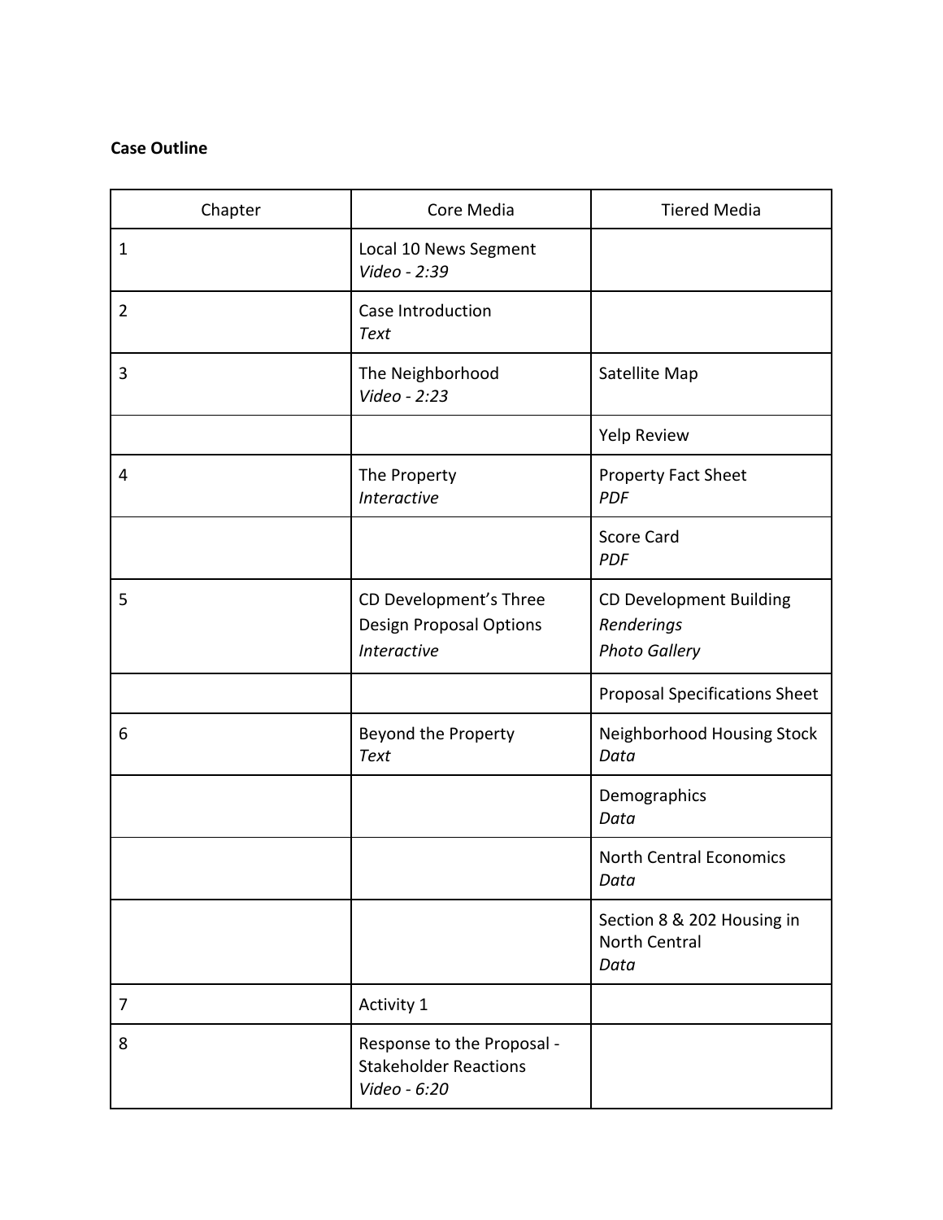**Case Outline**

| Chapter | Core Media | Tiered Media |
|---|---|---|
| 1 | Local 10 News Segment *Video - 2:39* | |
| 2 | Case Introduction *Text* | |
| 3 | The Neighborhood *Video - 2:23* | Satellite Map |
| | | Yelp Review |
| 4 | The Property *Interactive* | Property Fact Sheet *PDF* |
| | | Score Card *PDF* |
| 5 | CD Development's Three Design Proposal Options *Interactive* | CD Development Building *Renderings* *Photo Gallery* |
| | | Proposal Specifications Sheet |
| 6 | Beyond the Property *Text* | Neighborhood Housing Stock *Data* |
| | | Demographics *Data* |
| | | North Central Economics *Data* |
| | | Section 8 & 202 Housing in North Central *Data* |
| 7 | Activity 1 | |
| 8 | Response to the Proposal - Stakeholder Reactions *Video - 6:20* | |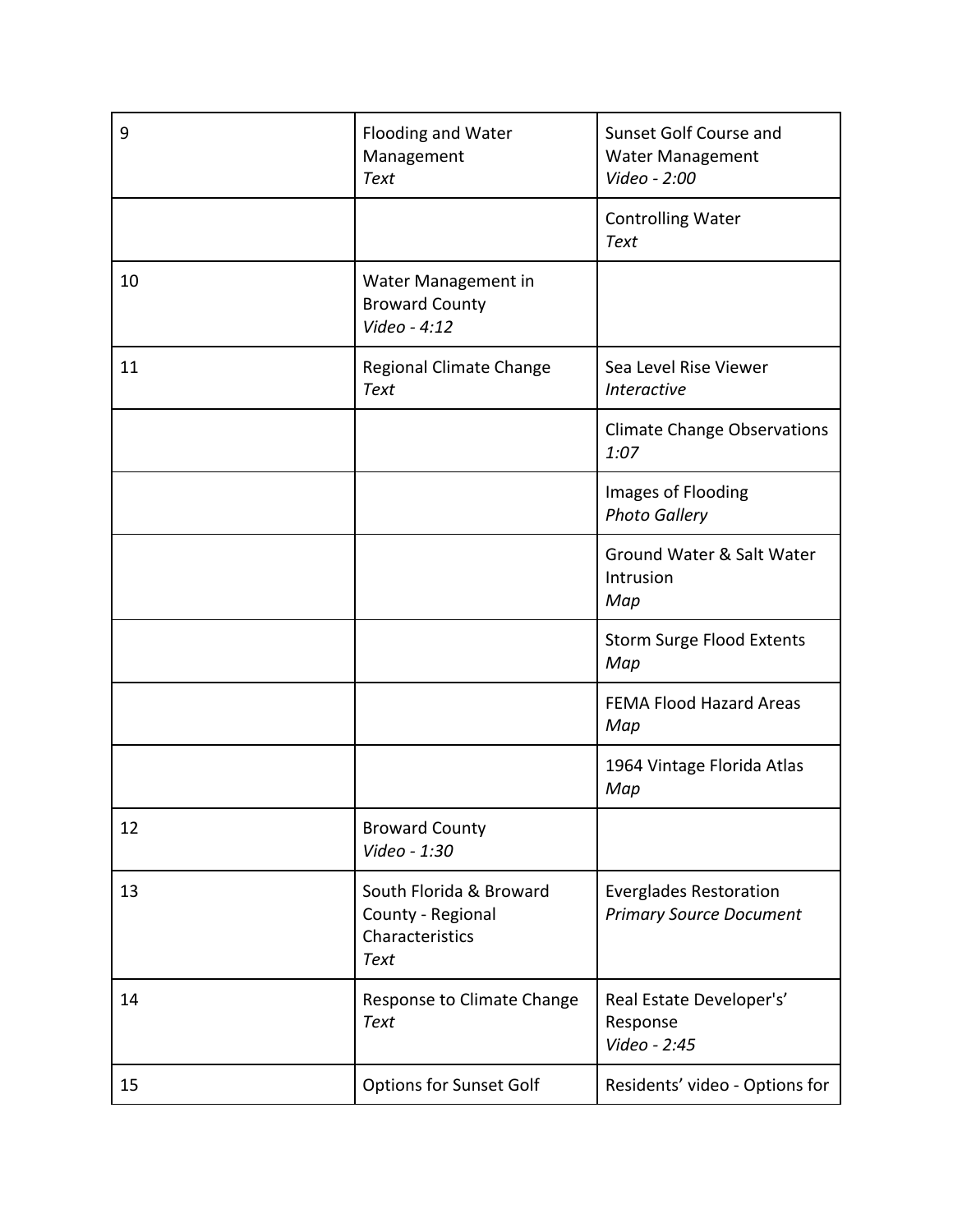| 9 | Flooding and Water Management<br>*Text* | Sunset Golf Course and Water Management<br>*Video - 2:00* |
|---|---|---|
| | | Controlling Water<br>*Text* |
| 10 | Water Management in Broward County<br>*Video - 4:12* | |
| 11 | Regional Climate Change<br>*Text* | Sea Level Rise Viewer<br>*Interactive* |
| | | Climate Change Observations<br>*1:07* |
| | | Images of Flooding<br>*Photo Gallery* |
| | | Ground Water & Salt Water Intrusion<br>*Map* |
| | | Storm Surge Flood Extents<br>*Map* |
| | | FEMA Flood Hazard Areas<br>*Map* |
| | | 1964 Vintage Florida Atlas<br>*Map* |
| 12 | Broward County<br>*Video - 1:30* | |
| 13 | South Florida & Broward County - Regional Characteristics<br>*Text* | Everglades Restoration<br>*Primary Source Document* |
| 14 | Response to Climate Change<br>*Text* | Real Estate Developer's' Response<br>*Video - 2:45* |
| 15 | Options for Sunset Golf | Residents' video - Options for |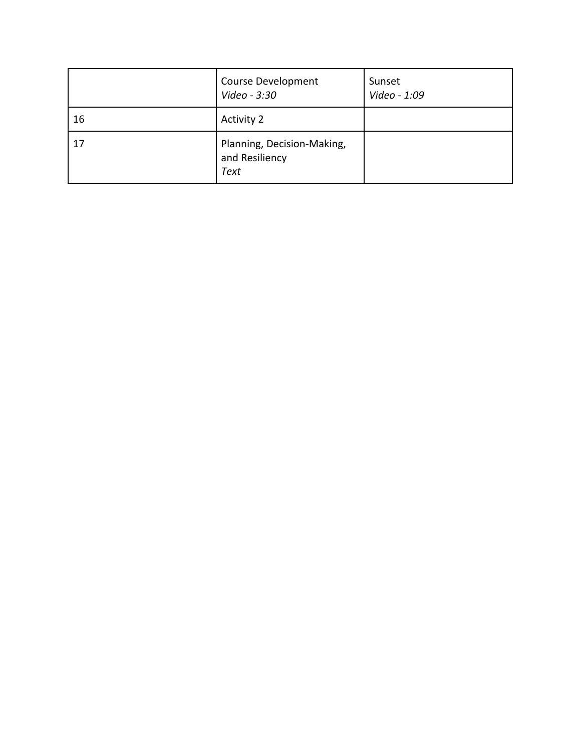| | | |
|---|---|---|
| | Course Development<br>*Video - 3:30* | Sunset<br>*Video - 1:09* |
| 16 | Activity 2 | |
| 17 | Planning, Decision-Making, and Resiliency<br>*Text* | |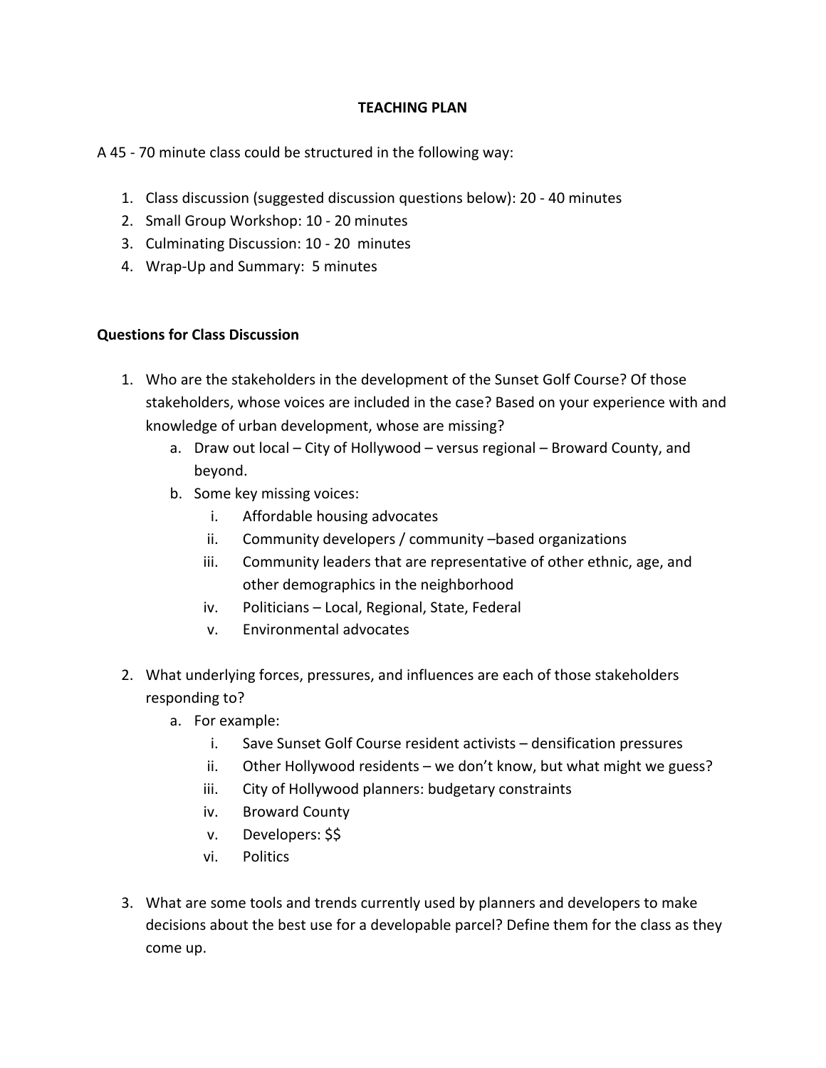**TEACHING PLAN**

A 45 - 70 minute class could be structured in the following way:

1. Class discussion (suggested discussion questions below): 20 - 40 minutes
2. Small Group Workshop: 10 - 20 minutes
3. Culminating Discussion: 10 - 20 minutes
4. Wrap-Up and Summary: 5 minutes

**Questions for Class Discussion**

1. Who are the stakeholders in the development of the Sunset Golf Course? Of those stakeholders, whose voices are included in the case? Based on your experience with and knowledge of urban development, whose are missing?
   a. Draw out local – City of Hollywood – versus regional – Broward County, and beyond.
   b. Some key missing voices:
      i. Affordable housing advocates
      ii. Community developers / community –based organizations
      iii. Community leaders that are representative of other ethnic, age, and other demographics in the neighborhood
      iv. Politicians – Local, Regional, State, Federal
      v. Environmental advocates

2. What underlying forces, pressures, and influences are each of those stakeholders responding to?
   a. For example:
      i. Save Sunset Golf Course resident activists – densification pressures
      ii. Other Hollywood residents – we don't know, but what might we guess?
      iii. City of Hollywood planners: budgetary constraints
      iv. Broward County
      v. Developers: $$
      vi. Politics

3. What are some tools and trends currently used by planners and developers to make decisions about the best use for a developable parcel? Define them for the class as they come up.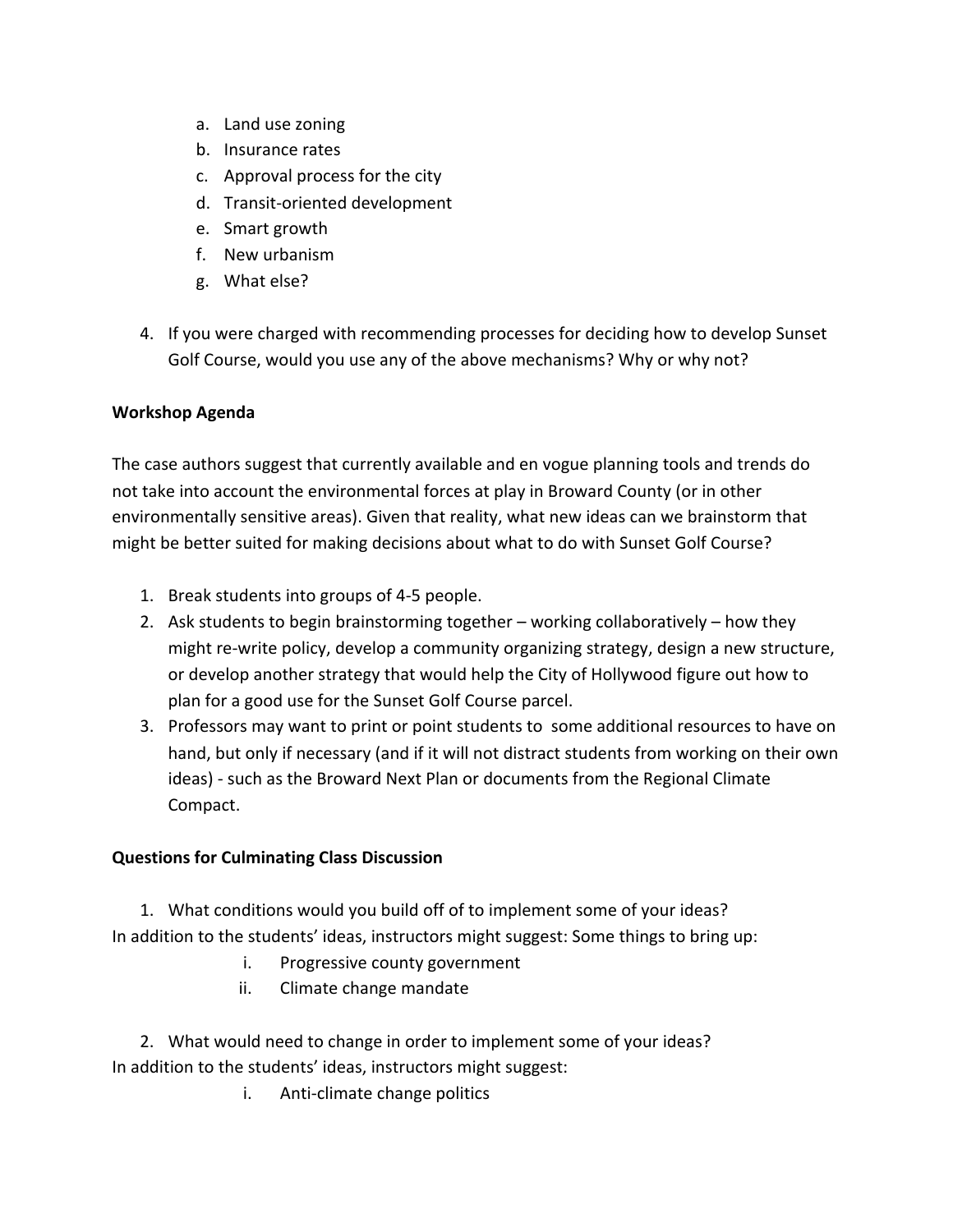a. Land use zoning
   b. Insurance rates
   c. Approval process for the city
   d. Transit-oriented development
   e. Smart growth
   f. New urbanism
   g. What else?

4. If you were charged with recommending processes for deciding how to develop Sunset Golf Course, would you use any of the above mechanisms? Why or why not?

**Workshop Agenda**

The case authors suggest that currently available and en vogue planning tools and trends do not take into account the environmental forces at play in Broward County (or in other environmentally sensitive areas). Given that reality, what new ideas can we brainstorm that might be better suited for making decisions about what to do with Sunset Golf Course?

1. Break students into groups of 4-5 people.
2. Ask students to begin brainstorming together – working collaboratively – how they might re-write policy, develop a community organizing strategy, design a new structure, or develop another strategy that would help the City of Hollywood figure out how to plan for a good use for the Sunset Golf Course parcel.
3. Professors may want to print or point students to some additional resources to have on hand, but only if necessary (and if it will not distract students from working on their own ideas) - such as the Broward Next Plan or documents from the Regional Climate Compact.

**Questions for Culminating Class Discussion**

1. What conditions would you build off of to implement some of your ideas?

In addition to the students' ideas, instructors might suggest: Some things to bring up:

   i. Progressive county government
   ii. Climate change mandate

2. What would need to change in order to implement some of your ideas?

In addition to the students' ideas, instructors might suggest:

   i. Anti-climate change politics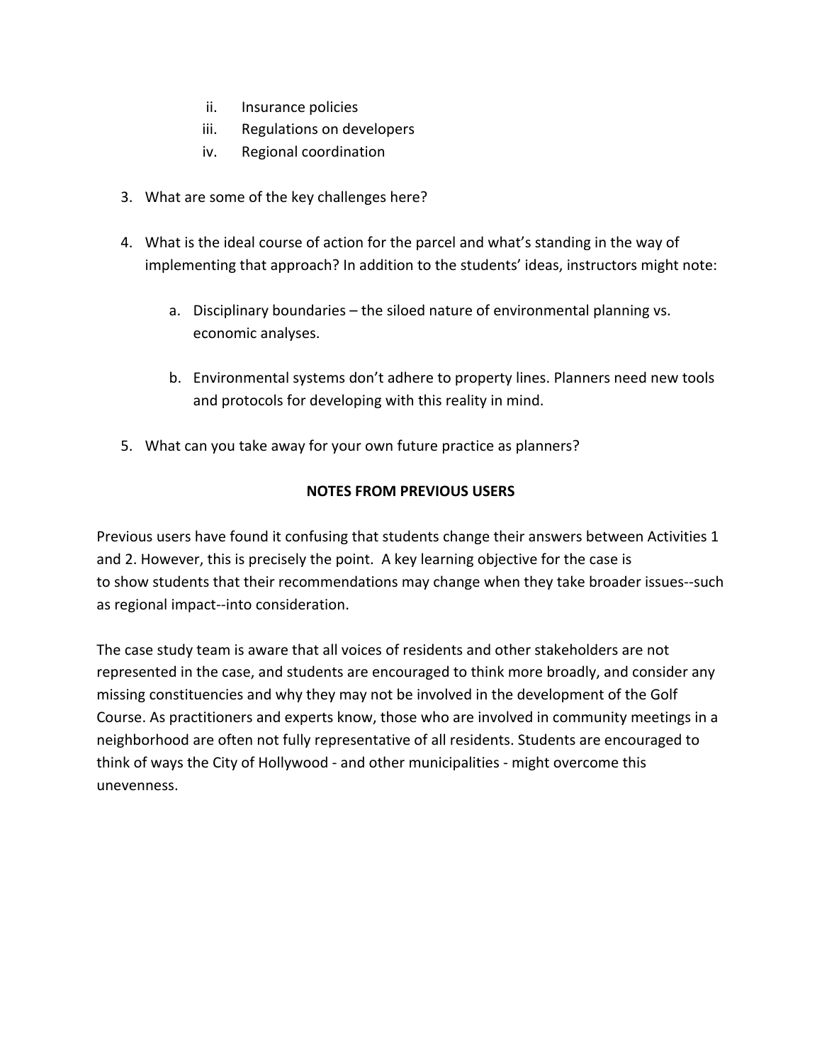ii. Insurance policies
   iii. Regulations on developers
   iv. Regional coordination

3. What are some of the key challenges here?

4. What is the ideal course of action for the parcel and what's standing in the way of implementing that approach? In addition to the students' ideas, instructors might note:

   a. Disciplinary boundaries – the siloed nature of environmental planning vs. economic analyses.

   b. Environmental systems don't adhere to property lines. Planners need new tools and protocols for developing with this reality in mind.

5. What can you take away for your own future practice as planners?

**NOTES FROM PREVIOUS USERS**

Previous users have found it confusing that students change their answers between Activities 1 and 2. However, this is precisely the point. A key learning objective for the case is to show students that their recommendations may change when they take broader issues--such as regional impact--into consideration.

The case study team is aware that all voices of residents and other stakeholders are not represented in the case, and students are encouraged to think more broadly, and consider any missing constituencies and why they may not be involved in the development of the Golf Course. As practitioners and experts know, those who are involved in community meetings in a neighborhood are often not fully representative of all residents. Students are encouraged to think of ways the City of Hollywood - and other municipalities - might overcome this unevenness.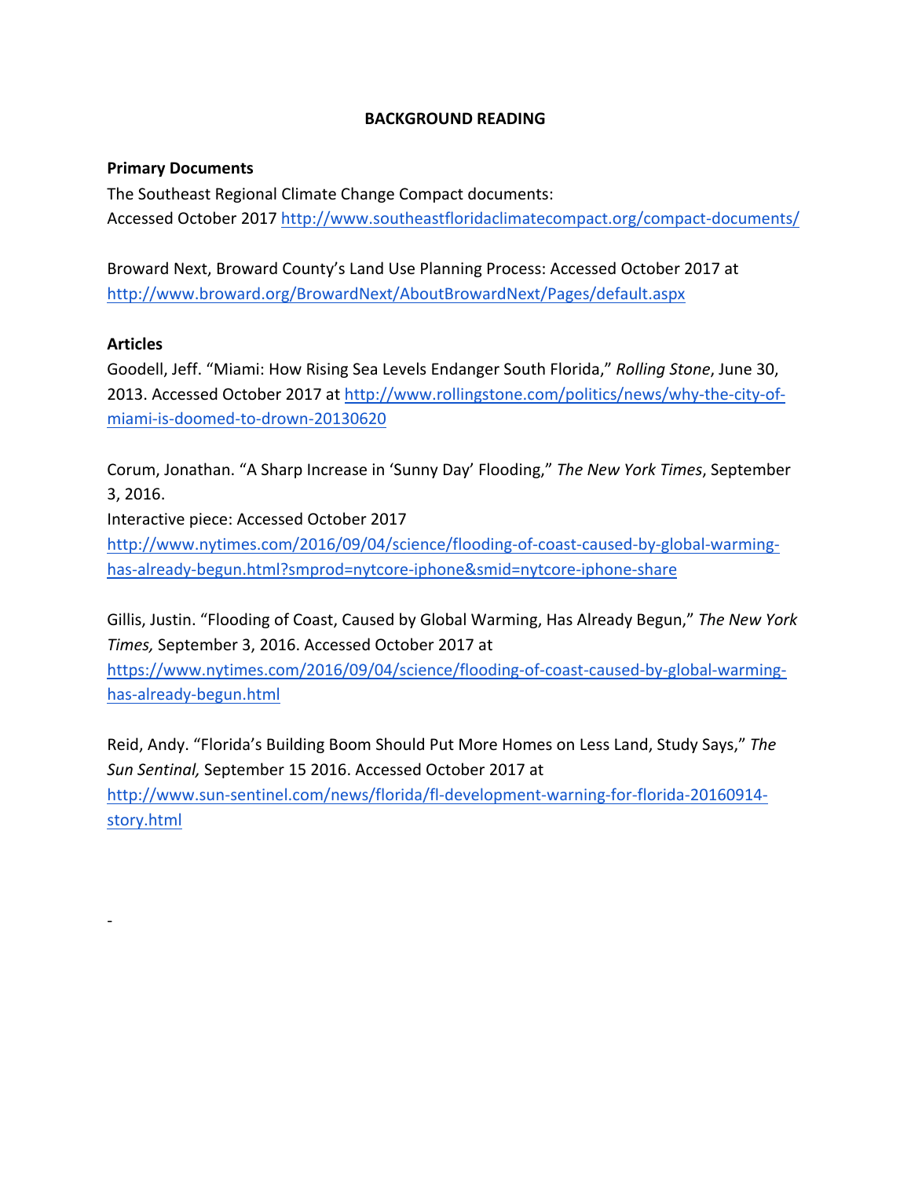# BACKGROUND READING

**Primary Documents**

The Southeast Regional Climate Change Compact documents:
Accessed October 2017 http://www.southeastfloridaclimatecompact.org/compact-documents/

Broward Next, Broward County's Land Use Planning Process: Accessed October 2017 at http://www.broward.org/BrowardNext/AboutBrowardNext/Pages/default.aspx

**Articles**

Goodell, Jeff. "Miami: How Rising Sea Levels Endanger South Florida," *Rolling Stone*, June 30, 2013. Accessed October 2017 at http://www.rollingstone.com/politics/news/why-the-city-of-miami-is-doomed-to-drown-20130620

Corum, Jonathan. "A Sharp Increase in 'Sunny Day' Flooding," *The New York Times*, September 3, 2016.
Interactive piece: Accessed October 2017
http://www.nytimes.com/2016/09/04/science/flooding-of-coast-caused-by-global-warming-has-already-begun.html?smprod=nytcore-iphone&smid=nytcore-iphone-share

Gillis, Justin. "Flooding of Coast, Caused by Global Warming, Has Already Begun," *The New York Times,* September 3, 2016. Accessed October 2017 at
https://www.nytimes.com/2016/09/04/science/flooding-of-coast-caused-by-global-warming-has-already-begun.html

Reid, Andy. "Florida's Building Boom Should Put More Homes on Less Land, Study Says," *The Sun Sentinal,* September 15 2016. Accessed October 2017 at
http://www.sun-sentinel.com/news/florida/fl-development-warning-for-florida-20160914-story.html

-